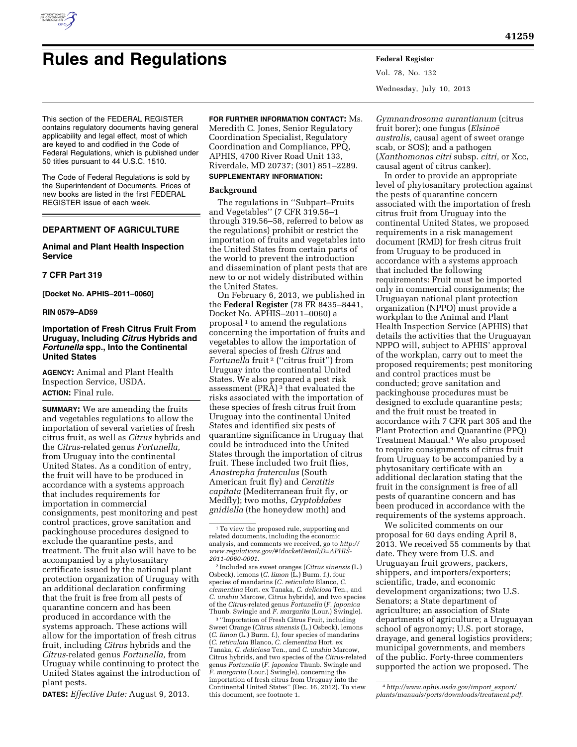# Rules and Regulations

This section of the FEDERAL REGISTER contains regulatory documents having general applicability and legal effect, most of which are keyed to and codified in the Code of Federal Regulations, which is published under 50 titles pursuant to 44 U.S.C. 1510.

The Code of Federal Regulations is sold by the Superintendent of Documents. Prices of new books are listed in the first FEDERAL REGISTER issue of each week.

## DEPARTMENT OF AGRICULTURE

### Animal and Plant Health Inspection Service

### 7 CFR Part 319

**[Docket No. APHIS–2011–0060]**

**RIN 0579–AD59**

### Importation of Fresh Citrus Fruit From Uruguay, Including *Citrus* Hybrids and *Fortunella* spp., Into the Continental United States

**AGENCY:** Animal and Plant Health Inspection Service, USDA.

**ACTION:** Final rule.

**SUMMARY:** We are amending the fruits and vegetables regulations to allow the importation of several varieties of fresh citrus fruit, as well as *Citrus* hybrids and the *Citrus*-related genus *Fortunella,* from Uruguay into the continental United States. As a condition of entry, the fruit will have to be produced in accordance with a systems approach that includes requirements for importation in commercial consignments, pest monitoring and pest control practices, grove sanitation and packinghouse procedures designed to exclude the quarantine pests, and treatment. The fruit also will have to be accompanied by a phytosanitary certificate issued by the national plant protection organization of Uruguay with an additional declaration confirming that the fruit is free from all pests of quarantine concern and has been produced in accordance with the systems approach. These actions will allow for the importation of fresh citrus fruit, including *Citrus* hybrids and the *Citrus*-related genus *Fortunella,* from Uruguay while continuing to protect the United States against the introduction of plant pests.

**DATES:** *Effective Date:* August 9, 2013.

**FOR FURTHER INFORMATION CONTACT:** Ms. Meredith C. Jones, Senior Regulatory Coordination Specialist, Regulatory Coordination and Compliance, PPQ, APHIS, 4700 River Road Unit 133, Riverdale, MD 20737; (301) 851–2289.

**SUPPLEMENTARY INFORMATION:**

## Background

The regulations in "Subpart–Fruits and Vegetables" (7 CFR 319.56–1 through 319.56–58, referred to below as the regulations) prohibit or restrict the importation of fruits and vegetables into the United States from certain parts of the world to prevent the introduction and dissemination of plant pests that are new to or not widely distributed within the United States.

On February 6, 2013, we published in the **Federal Register** (78 FR 8435–8441, Docket No. APHIS–2011–0060) a proposal [1] to amend the regulations concerning the importation of fruits and vegetables to allow the importation of several species of fresh *Citrus* and *Fortunella* fruit [2] ("citrus fruit") from Uruguay into the continental United States. We also prepared a pest risk assessment (PRA) [3] that evaluated the risks associated with the importation of these species of fresh citrus fruit from Uruguay into the continental United States and identified six pests of quarantine significance in Uruguay that could be introduced into the United States through the importation of citrus fruit. These included two fruit flies, *Anastrepha fraterculus* (South American fruit fly) and *Ceratitis capitata* (Mediterranean fruit fly, or Medfly); two moths, *Cryptoblabes gnidiella* (the honeydew moth) and *Gymnandrosoma aurantianum* (citrus fruit borer); one fungus (*Elsinoë australis,* causal agent of sweet orange scab, or SOS); and a pathogen (*Xanthomonas citri* subsp. *citri,* or Xcc, causal agent of citrus canker).

In order to provide an appropriate level of phytosanitary protection against the pests of quarantine concern associated with the importation of fresh citrus fruit from Uruguay into the continental United States, we proposed requirements in a risk management document (RMD) for fresh citrus fruit from Uruguay to be produced in accordance with a systems approach that included the following requirements: Fruit must be imported only in commercial consignments; the Uruguayan national plant protection organization (NPPO) must provide a workplan to the Animal and Plant Health Inspection Service (APHIS) that details the activities that the Uruguayan NPPO will, subject to APHIS' approval of the workplan, carry out to meet the proposed requirements; pest monitoring and control practices must be conducted; grove sanitation and packinghouse procedures must be designed to exclude quarantine pests; and the fruit must be treated in accordance with 7 CFR part 305 and the Plant Protection and Quarantine (PPQ) Treatment Manual.[4] We also proposed to require consignments of citrus fruit from Uruguay to be accompanied by a phytosanitary certificate with an additional declaration stating that the fruit in the consignment is free of all pests of quarantine concern and has been produced in accordance with the requirements of the systems approach.

We solicited comments on our proposal for 60 days ending April 8, 2013. We received 55 comments by that date. They were from U.S. and Uruguayan fruit growers, packers, shippers, and importers/exporters; scientific, trade, and economic development organizations; two U.S. Senators; a State department of agriculture; an association of State departments of agriculture; a Uruguayan school of agronomy; U.S. port storage, drayage, and general logistics providers; municipal governments, and members of the public. Forty-three commenters supported the action we proposed. The

---

[1] To view the proposed rule, supporting and related documents, including the economic analysis, and comments we received, go to *http://www.regulations.gov/#!docketDetail;D=APHIS-2011-0060-0001.*

[2] Included are sweet oranges (*Citrus sinensis* (L.) Osbeck), lemons (*C. limon* (L.) Burm. f.), four species of mandarins (*C. reticulata* Blanco, *C. clementina* Hort. ex Tanaka, *C. deliciosa* Ten., and *C. unshiu* Marcow, Citrus hybrids), and two species of the *Citrus*-related genus *Fortunella* (*F. japonica* Thunb. Swingle and *F. margarita* (Lour.) Swingle).

[3] "Importation of Fresh Citrus Fruit, including Sweet Orange (*Citrus sinensis* (L.) Osbeck), lemons (*C. limon* (L.) Burm. f.), four species of mandarins (*C. reticulata* Blanco, *C. clementina* Hort. ex Tanaka, *C. deliciosa* Ten., and *C. unshiu* Marcow, Citrus hybrids, and two species of the *Citrus*-related genus *Fortunella* (*F. japonica* Thunb. Swingle and *F. margarita* (Lour.) Swingle), concerning the importation of fresh citrus from Uruguay into the Continental United States" (Dec. 16, 2012). To view this document, see footnote 1.

[4] *http://www.aphis.usda.gov/import_export/plants/manuals/ports/downloads/treatment.pdf.*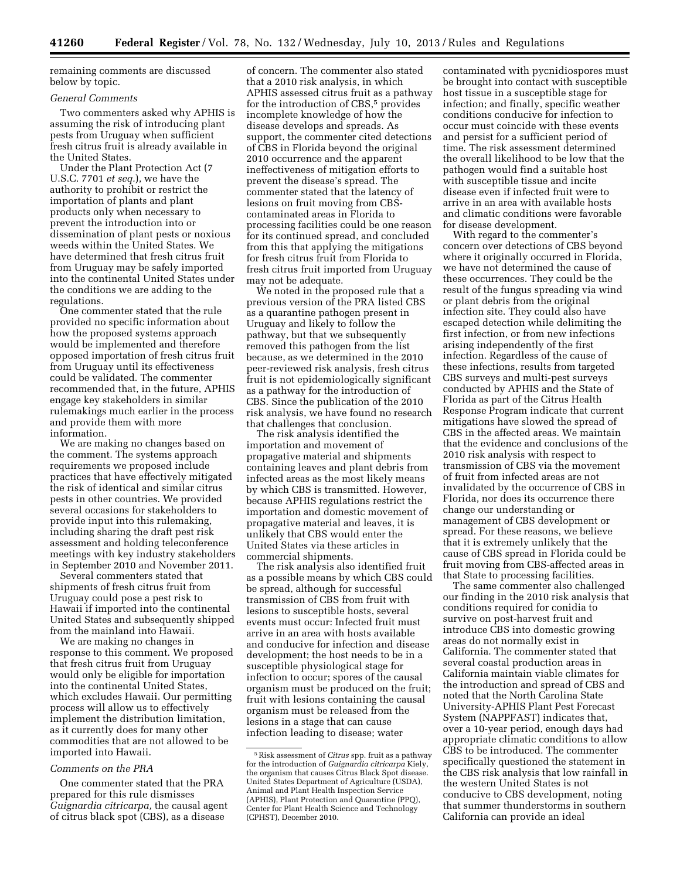remaining comments are discussed below by topic.

*General Comments*

Two commenters asked why APHIS is assuming the risk of introducing plant pests from Uruguay when sufficient fresh citrus fruit is already available in the United States.

Under the Plant Protection Act (7 U.S.C. 7701 *et seq.*), we have the authority to prohibit or restrict the importation of plants and plant products only when necessary to prevent the introduction into or dissemination of plant pests or noxious weeds within the United States. We have determined that fresh citrus fruit from Uruguay may be safely imported into the continental United States under the conditions we are adding to the regulations.

One commenter stated that the rule provided no specific information about how the proposed systems approach would be implemented and therefore opposed importation of fresh citrus fruit from Uruguay until its effectiveness could be validated. The commenter recommended that, in the future, APHIS engage key stakeholders in similar rulemakings much earlier in the process and provide them with more information.

We are making no changes based on the comment. The systems approach requirements we proposed include practices that have effectively mitigated the risk of identical and similar citrus pests in other countries. We provided several occasions for stakeholders to provide input into this rulemaking, including sharing the draft pest risk assessment and holding teleconference meetings with key industry stakeholders in September 2010 and November 2011.

Several commenters stated that shipments of fresh citrus fruit from Uruguay could pose a pest risk to Hawaii if imported into the continental United States and subsequently shipped from the mainland into Hawaii.

We are making no changes in response to this comment. We proposed that fresh citrus fruit from Uruguay would only be eligible for importation into the continental United States, which excludes Hawaii. Our permitting process will allow us to effectively implement the distribution limitation, as it currently does for many other commodities that are not allowed to be imported into Hawaii.

*Comments on the PRA*

One commenter stated that the PRA prepared for this rule dismisses *Guignardia citricarpa,* the causal agent of citrus black spot (CBS), as a disease of concern. The commenter also stated that a 2010 risk analysis, in which APHIS assessed citrus fruit as a pathway for the introduction of CBS,[5] provides incomplete knowledge of how the disease develops and spreads. As support, the commenter cited detections of CBS in Florida beyond the original 2010 occurrence and the apparent ineffectiveness of mitigation efforts to prevent the disease's spread. The commenter stated that the latency of lesions on fruit moving from CBS-contaminated areas in Florida to processing facilities could be one reason for its continued spread, and concluded from this that applying the mitigations for fresh citrus fruit from Florida to fresh citrus fruit imported from Uruguay may not be adequate.

We noted in the proposed rule that a previous version of the PRA listed CBS as a quarantine pathogen present in Uruguay and likely to follow the pathway, but that we subsequently removed this pathogen from the list because, as we determined in the 2010 peer-reviewed risk analysis, fresh citrus fruit is not epidemiologically significant as a pathway for the introduction of CBS. Since the publication of the 2010 risk analysis, we have found no research that challenges that conclusion.

The risk analysis identified the importation and movement of propagative material and shipments containing leaves and plant debris from infected areas as the most likely means by which CBS is transmitted. However, because APHIS regulations restrict the importation and domestic movement of propagative material and leaves, it is unlikely that CBS would enter the United States via these articles in commercial shipments.

The risk analysis also identified fruit as a possible means by which CBS could be spread, although for successful transmission of CBS from fruit with lesions to susceptible hosts, several events must occur: Infected fruit must arrive in an area with hosts available and conducive for infection and disease development; the host needs to be in a susceptible physiological stage for infection to occur; spores of the causal organism must be produced on the fruit; fruit with lesions containing the causal organism must be released from the lesions in a stage that can cause infection leading to disease; water contaminated with pycnidiospores must be brought into contact with susceptible host tissue in a susceptible stage for infection; and finally, specific weather conditions conducive for infection to occur must coincide with these events and persist for a sufficient period of time. The risk assessment determined the overall likelihood to be low that the pathogen would find a suitable host with susceptible tissue and incite disease even if infected fruit were to arrive in an area with available hosts and climatic conditions were favorable for disease development.

With regard to the commenter's concern over detections of CBS beyond where it originally occurred in Florida, we have not determined the cause of these occurrences. They could be the result of the fungus spreading via wind or plant debris from the original infection site. They could also have escaped detection while delimiting the first infection, or from new infections arising independently of the first infection. Regardless of the cause of these infections, results from targeted CBS surveys and multi-pest surveys conducted by APHIS and the State of Florida as part of the Citrus Health Response Program indicate that current mitigations have slowed the spread of CBS in the affected areas. We maintain that the evidence and conclusions of the 2010 risk analysis with respect to transmission of CBS via the movement of fruit from infected areas are not invalidated by the occurrence of CBS in Florida, nor does its occurrence there change our understanding or management of CBS development or spread. For these reasons, we believe that it is extremely unlikely that the cause of CBS spread in Florida could be fruit moving from CBS-affected areas in that State to processing facilities.

The same commenter also challenged our finding in the 2010 risk analysis that conditions required for conidia to survive on post-harvest fruit and introduce CBS into domestic growing areas do not normally exist in California. The commenter stated that several coastal production areas in California maintain viable climates for the introduction and spread of CBS and noted that the North Carolina State University-APHIS Plant Pest Forecast System (NAPPFAST) indicates that, over a 10-year period, enough days had appropriate climatic conditions to allow CBS to be introduced. The commenter specifically questioned the statement in the CBS risk analysis that low rainfall in the western United States is not conducive to CBS development, noting that summer thunderstorms in southern California can provide an ideal

[5] Risk assessment of *Citrus* spp. fruit as a pathway for the introduction of *Guignardia citricarpa* Kiely, the organism that causes Citrus Black Spot disease. United States Department of Agriculture (USDA), Animal and Plant Health Inspection Service (APHIS), Plant Protection and Quarantine (PPQ), Center for Plant Health Science and Technology (CPHST), December 2010.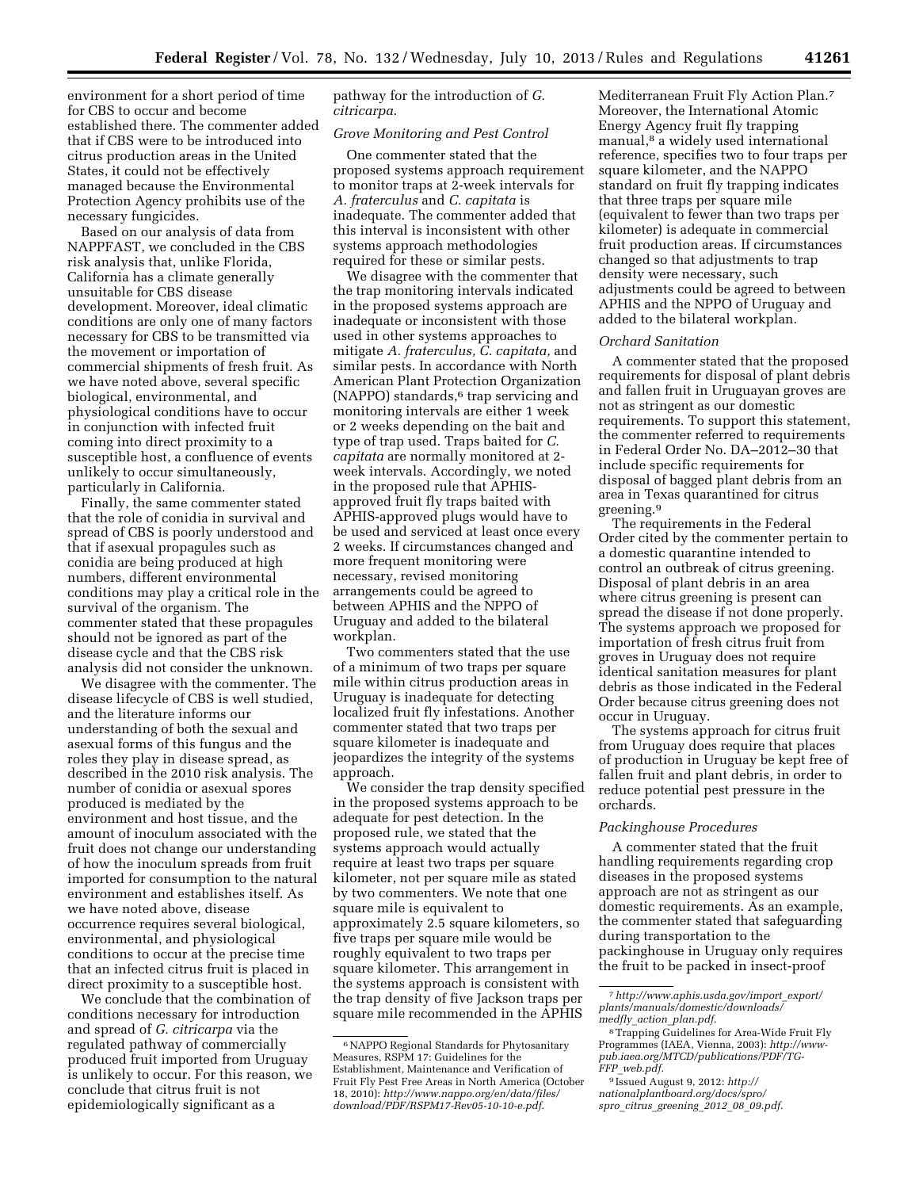environment for a short period of time for CBS to occur and become established there. The commenter added that if CBS were to be introduced into citrus production areas in the United States, it could not be effectively managed because the Environmental Protection Agency prohibits use of the necessary fungicides.

Based on our analysis of data from NAPPFAST, we concluded in the CBS risk analysis that, unlike Florida, California has a climate generally unsuitable for CBS disease development. Moreover, ideal climatic conditions are only one of many factors necessary for CBS to be transmitted via the movement or importation of commercial shipments of fresh fruit. As we have noted above, several specific biological, environmental, and physiological conditions have to occur in conjunction with infected fruit coming into direct proximity to a susceptible host, a confluence of events unlikely to occur simultaneously, particularly in California.

Finally, the same commenter stated that the role of conidia in survival and spread of CBS is poorly understood and that if asexual propagules such as conidia are being produced at high numbers, different environmental conditions may play a critical role in the survival of the organism. The commenter stated that these propagules should not be ignored as part of the disease cycle and that the CBS risk analysis did not consider the unknown.

We disagree with the commenter. The disease lifecycle of CBS is well studied, and the literature informs our understanding of both the sexual and asexual forms of this fungus and the roles they play in disease spread, as described in the 2010 risk analysis. The number of conidia or asexual spores produced is mediated by the environment and host tissue, and the amount of inoculum associated with the fruit does not change our understanding of how the inoculum spreads from fruit imported for consumption to the natural environment and establishes itself. As we have noted above, disease occurrence requires several biological, environmental, and physiological conditions to occur at the precise time that an infected citrus fruit is placed in direct proximity to a susceptible host.

We conclude that the combination of conditions necessary for introduction and spread of *G. citricarpa* via the regulated pathway of commercially produced fruit imported from Uruguay is unlikely to occur. For this reason, we conclude that citrus fruit is not epidemiologically significant as a pathway for the introduction of *G. citricarpa.*

*Grove Monitoring and Pest Control*

One commenter stated that the proposed systems approach requirement to monitor traps at 2-week intervals for *A. fraterculus* and *C. capitata* is inadequate. The commenter added that this interval is inconsistent with other systems approach methodologies required for these or similar pests.

We disagree with the commenter that the trap monitoring intervals indicated in the proposed systems approach are inadequate or inconsistent with those used in other systems approaches to mitigate *A. fraterculus, C. capitata,* and similar pests. In accordance with North American Plant Protection Organization (NAPPO) standards,[6] trap servicing and monitoring intervals are either 1 week or 2 weeks depending on the bait and type of trap used. Traps baited for *C. capitata* are normally monitored at 2-week intervals. Accordingly, we noted in the proposed rule that APHIS-approved fruit fly traps baited with APHIS-approved plugs would have to be used and serviced at least once every 2 weeks. If circumstances changed and more frequent monitoring were necessary, revised monitoring arrangements could be agreed to between APHIS and the NPPO of Uruguay and added to the bilateral workplan.

Two commenters stated that the use of a minimum of two traps per square mile within citrus production areas in Uruguay is inadequate for detecting localized fruit fly infestations. Another commenter stated that two traps per square kilometer is inadequate and jeopardizes the integrity of the systems approach.

We consider the trap density specified in the proposed systems approach to be adequate for pest detection. In the proposed rule, we stated that the systems approach would actually require at least two traps per square kilometer, not per square mile as stated by two commenters. We note that one square mile is equivalent to approximately 2.5 square kilometers, so five traps per square mile would be roughly equivalent to two traps per square kilometer. This arrangement in the systems approach is consistent with the trap density of five Jackson traps per square mile recommended in the APHIS Mediterranean Fruit Fly Action Plan.[7] Moreover, the International Atomic Energy Agency fruit fly trapping manual,[8] a widely used international reference, specifies two to four traps per square kilometer, and the NAPPO standard on fruit fly trapping indicates that three traps per square mile (equivalent to fewer than two traps per kilometer) is adequate in commercial fruit production areas. If circumstances changed so that adjustments to trap density were necessary, such adjustments could be agreed to between APHIS and the NPPO of Uruguay and added to the bilateral workplan.

*Orchard Sanitation*

A commenter stated that the proposed requirements for disposal of plant debris and fallen fruit in Uruguayan groves are not as stringent as our domestic requirements. To support this statement, the commenter referred to requirements in Federal Order No. DA–2012–30 that include specific requirements for disposal of bagged plant debris from an area in Texas quarantined for citrus greening.[9]

The requirements in the Federal Order cited by the commenter pertain to a domestic quarantine intended to control an outbreak of citrus greening. Disposal of plant debris in an area where citrus greening is present can spread the disease if not done properly. The systems approach we proposed for importation of fresh citrus fruit from groves in Uruguay does not require identical sanitation measures for plant debris as those indicated in the Federal Order because citrus greening does not occur in Uruguay.

The systems approach for citrus fruit from Uruguay does require that places of production in Uruguay be kept free of fallen fruit and plant debris, in order to reduce potential pest pressure in the orchards.

*Packinghouse Procedures*

A commenter stated that the fruit handling requirements regarding crop diseases in the proposed systems approach are not as stringent as our domestic requirements. As an example, the commenter stated that safeguarding during transportation to the packinghouse in Uruguay only requires the fruit to be packed in insect-proof

---

[6] NAPPO Regional Standards for Phytosanitary Measures, RSPM 17: Guidelines for the Establishment, Maintenance and Verification of Fruit Fly Pest Free Areas in North America (October 18, 2010): *http://www.nappo.org/en/data/files/download/PDF/RSPM17-Rev05-10-10-e.pdf.*

[7] *http://www.aphis.usda.gov/import_export/plants/manuals/domestic/downloads/medfly_action_plan.pdf.*

[8] Trapping Guidelines for Area-Wide Fruit Fly Programmes (IAEA, Vienna, 2003): *http://www-pub.iaea.org/MTCD/publications/PDF/TG-FFP_web.pdf.*

[9] Issued August 9, 2012: *http://nationalplantboard.org/docs/spro/spro_citrus_greening_2012_08_09.pdf.*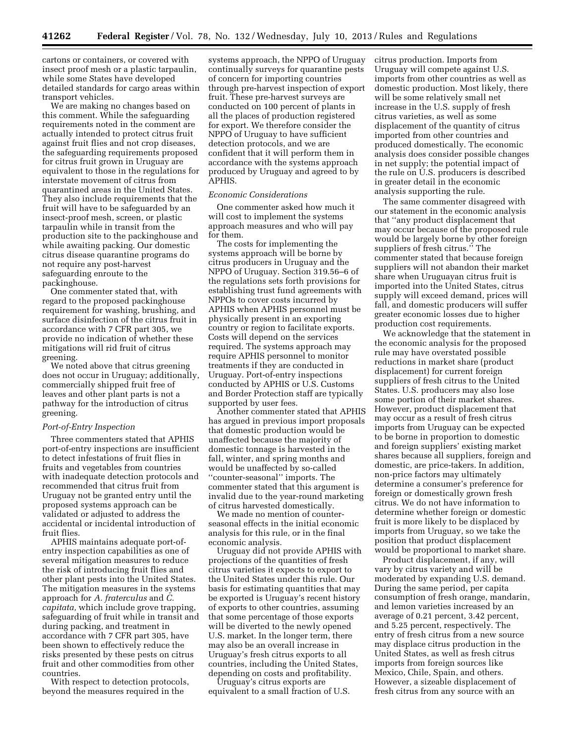cartons or containers, or covered with insect proof mesh or a plastic tarpaulin, while some States have developed detailed standards for cargo areas within transport vehicles.

We are making no changes based on this comment. While the safeguarding requirements noted in the comment are actually intended to protect citrus fruit against fruit flies and not crop diseases, the safeguarding requirements proposed for citrus fruit grown in Uruguay are equivalent to those in the regulations for interstate movement of citrus from quarantined areas in the United States. They also include requirements that the fruit will have to be safeguarded by an insect-proof mesh, screen, or plastic tarpaulin while in transit from the production site to the packinghouse and while awaiting packing. Our domestic citrus disease quarantine programs do not require any post-harvest safeguarding enroute to the packinghouse.

One commenter stated that, with regard to the proposed packinghouse requirement for washing, brushing, and surface disinfection of the citrus fruit in accordance with 7 CFR part 305, we provide no indication of whether these mitigations will rid fruit of citrus greening.

We noted above that citrus greening does not occur in Uruguay; additionally, commercially shipped fruit free of leaves and other plant parts is not a pathway for the introduction of citrus greening.

### *Port-of-Entry Inspection*

Three commenters stated that APHIS port-of-entry inspections are insufficient to detect infestations of fruit flies in fruits and vegetables from countries with inadequate detection protocols and recommended that citrus fruit from Uruguay not be granted entry until the proposed systems approach can be validated or adjusted to address the accidental or incidental introduction of fruit flies.

APHIS maintains adequate port-of-entry inspection capabilities as one of several mitigation measures to reduce the risk of introducing fruit flies and other plant pests into the United States. The mitigation measures in the systems approach for *A. fraterculus* and *C. capitata,* which include grove trapping, safeguarding of fruit while in transit and during packing, and treatment in accordance with 7 CFR part 305, have been shown to effectively reduce the risks presented by these pests on citrus fruit and other commodities from other countries.

With respect to detection protocols, beyond the measures required in the systems approach, the NPPO of Uruguay continually surveys for quarantine pests of concern for importing countries through pre-harvest inspection of export fruit. These pre-harvest surveys are conducted on 100 percent of plants in all the places of production registered for export. We therefore consider the NPPO of Uruguay to have sufficient detection protocols, and we are confident that it will perform them in accordance with the systems approach produced by Uruguay and agreed to by APHIS.

### *Economic Considerations*

One commenter asked how much it will cost to implement the systems approach measures and who will pay for them.

The costs for implementing the systems approach will be borne by citrus producers in Uruguay and the NPPO of Uruguay. Section 319.56–6 of the regulations sets forth provisions for establishing trust fund agreements with NPPOs to cover costs incurred by APHIS when APHIS personnel must be physically present in an exporting country or region to facilitate exports. Costs will depend on the services required. The systems approach may require APHIS personnel to monitor treatments if they are conducted in Uruguay. Port-of-entry inspections conducted by APHIS or U.S. Customs and Border Protection staff are typically supported by user fees.

Another commenter stated that APHIS has argued in previous import proposals that domestic production would be unaffected because the majority of domestic tonnage is harvested in the fall, winter, and spring months and would be unaffected by so-called ''counter-seasonal'' imports. The commenter stated that this argument is invalid due to the year-round marketing of citrus harvested domestically.

We made no mention of counter-seasonal effects in the initial economic analysis for this rule, or in the final economic analysis.

Uruguay did not provide APHIS with projections of the quantities of fresh citrus varieties it expects to export to the United States under this rule. Our basis for estimating quantities that may be exported is Uruguay's recent history of exports to other countries, assuming that some percentage of those exports will be diverted to the newly opened U.S. market. In the longer term, there may also be an overall increase in Uruguay's fresh citrus exports to all countries, including the United States, depending on costs and profitability.

Uruguay's citrus exports are equivalent to a small fraction of U.S. citrus production. Imports from Uruguay will compete against U.S. imports from other countries as well as domestic production. Most likely, there will be some relatively small net increase in the U.S. supply of fresh citrus varieties, as well as some displacement of the quantity of citrus imported from other countries and produced domestically. The economic analysis does consider possible changes in net supply; the potential impact of the rule on U.S. producers is described in greater detail in the economic analysis supporting the rule.

The same commenter disagreed with our statement in the economic analysis that ''any product displacement that may occur because of the proposed rule would be largely borne by other foreign suppliers of fresh citrus.'' The commenter stated that because foreign suppliers will not abandon their market share when Uruguayan citrus fruit is imported into the United States, citrus supply will exceed demand, prices will fall, and domestic producers will suffer greater economic losses due to higher production cost requirements.

We acknowledge that the statement in the economic analysis for the proposed rule may have overstated possible reductions in market share (product displacement) for current foreign suppliers of fresh citrus to the United States. U.S. producers may also lose some portion of their market shares. However, product displacement that may occur as a result of fresh citrus imports from Uruguay can be expected to be borne in proportion to domestic and foreign suppliers' existing market shares because all suppliers, foreign and domestic, are price-takers. In addition, non-price factors may ultimately determine a consumer's preference for foreign or domestically grown fresh citrus. We do not have information to determine whether foreign or domestic fruit is more likely to be displaced by imports from Uruguay, so we take the position that product displacement would be proportional to market share.

Product displacement, if any, will vary by citrus variety and will be moderated by expanding U.S. demand. During the same period, per capita consumption of fresh orange, mandarin, and lemon varieties increased by an average of 0.21 percent, 3.42 percent, and 5.25 percent, respectively. The entry of fresh citrus from a new source may displace citrus production in the United States, as well as fresh citrus imports from foreign sources like Mexico, Chile, Spain, and others. However, a sizeable displacement of fresh citrus from any source with an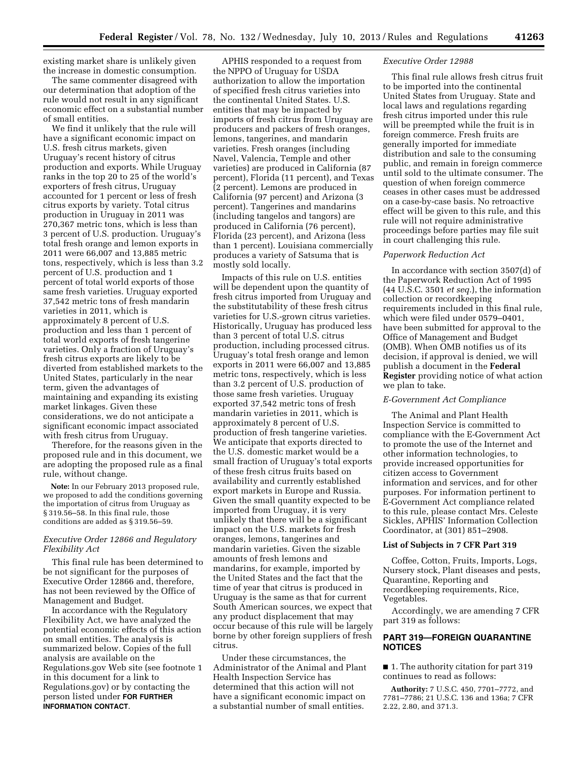existing market share is unlikely given the increase in domestic consumption.

The same commenter disagreed with our determination that adoption of the rule would not result in any significant economic effect on a substantial number of small entities.

We find it unlikely that the rule will have a significant economic impact on U.S. fresh citrus markets, given Uruguay's recent history of citrus production and exports. While Uruguay ranks in the top 20 to 25 of the world's exporters of fresh citrus, Uruguay accounted for 1 percent or less of fresh citrus exports by variety. Total citrus production in Uruguay in 2011 was 270,367 metric tons, which is less than 3 percent of U.S. production. Uruguay's total fresh orange and lemon exports in 2011 were 66,007 and 13,885 metric tons, respectively, which is less than 3.2 percent of U.S. production and 1 percent of total world exports of those same fresh varieties. Uruguay exported 37,542 metric tons of fresh mandarin varieties in 2011, which is approximately 8 percent of U.S. production and less than 1 percent of total world exports of fresh tangerine varieties. Only a fraction of Uruguay's fresh citrus exports are likely to be diverted from established markets to the United States, particularly in the near term, given the advantages of maintaining and expanding its existing market linkages. Given these considerations, we do not anticipate a significant economic impact associated with fresh citrus from Uruguay.

Therefore, for the reasons given in the proposed rule and in this document, we are adopting the proposed rule as a final rule, without change.

**Note:** In our February 2013 proposed rule, we proposed to add the conditions governing the importation of citrus from Uruguay as § 319.56–58. In this final rule, those conditions are added as § 319.56–59.

### *Executive Order 12866 and Regulatory Flexibility Act*

This final rule has been determined to be not significant for the purposes of Executive Order 12866 and, therefore, has not been reviewed by the Office of Management and Budget.

In accordance with the Regulatory Flexibility Act, we have analyzed the potential economic effects of this action on small entities. The analysis is summarized below. Copies of the full analysis are available on the Regulations.gov Web site (see footnote 1 in this document for a link to Regulations.gov) or by contacting the person listed under **FOR FURTHER INFORMATION CONTACT**.

APHIS responded to a request from the NPPO of Uruguay for USDA authorization to allow the importation of specified fresh citrus varieties into the continental United States. U.S. entities that may be impacted by imports of fresh citrus from Uruguay are producers and packers of fresh oranges, lemons, tangerines, and mandarin varieties. Fresh oranges (including Navel, Valencia, Temple and other varieties) are produced in California (87 percent), Florida (11 percent), and Texas (2 percent). Lemons are produced in California (97 percent) and Arizona (3 percent). Tangerines and mandarins (including tangelos and tangors) are produced in California (76 percent), Florida (23 percent), and Arizona (less than 1 percent). Louisiana commercially produces a variety of Satsuma that is mostly sold locally.

Impacts of this rule on U.S. entities will be dependent upon the quantity of fresh citrus imported from Uruguay and the substitutability of these fresh citrus varieties for U.S.-grown citrus varieties. Historically, Uruguay has produced less than 3 percent of total U.S. citrus production, including processed citrus. Uruguay's total fresh orange and lemon exports in 2011 were 66,007 and 13,885 metric tons, respectively, which is less than 3.2 percent of U.S. production of those same fresh varieties. Uruguay exported 37,542 metric tons of fresh mandarin varieties in 2011, which is approximately 8 percent of U.S. production of fresh tangerine varieties. We anticipate that exports directed to the U.S. domestic market would be a small fraction of Uruguay's total exports of these fresh citrus fruits based on availability and currently established export markets in Europe and Russia. Given the small quantity expected to be imported from Uruguay, it is very unlikely that there will be a significant impact on the U.S. markets for fresh oranges, lemons, tangerines and mandarin varieties. Given the sizable amounts of fresh lemons and mandarins, for example, imported by the United States and the fact that the time of year that citrus is produced in Uruguay is the same as that for current South American sources, we expect that any product displacement that may occur because of this rule will be largely borne by other foreign suppliers of fresh citrus.

Under these circumstances, the Administrator of the Animal and Plant Health Inspection Service has determined that this action will not have a significant economic impact on a substantial number of small entities.

### *Executive Order 12988*

This final rule allows fresh citrus fruit to be imported into the continental United States from Uruguay. State and local laws and regulations regarding fresh citrus imported under this rule will be preempted while the fruit is in foreign commerce. Fresh fruits are generally imported for immediate distribution and sale to the consuming public, and remain in foreign commerce until sold to the ultimate consumer. The question of when foreign commerce ceases in other cases must be addressed on a case-by-case basis. No retroactive effect will be given to this rule, and this rule will not require administrative proceedings before parties may file suit in court challenging this rule.

### *Paperwork Reduction Act*

In accordance with section 3507(d) of the Paperwork Reduction Act of 1995 (44 U.S.C. 3501 *et seq.*), the information collection or recordkeeping requirements included in this final rule, which were filed under 0579–0401, have been submitted for approval to the Office of Management and Budget (OMB). When OMB notifies us of its decision, if approval is denied, we will publish a document in the **Federal Register** providing notice of what action we plan to take.

### *E-Government Act Compliance*

The Animal and Plant Health Inspection Service is committed to compliance with the E-Government Act to promote the use of the Internet and other information technologies, to provide increased opportunities for citizen access to Government information and services, and for other purposes. For information pertinent to E-Government Act compliance related to this rule, please contact Mrs. Celeste Sickles, APHIS' Information Collection Coordinator, at (301) 851–2908.

### **List of Subjects in 7 CFR Part 319**

Coffee, Cotton, Fruits, Imports, Logs, Nursery stock, Plant diseases and pests, Quarantine, Reporting and recordkeeping requirements, Rice, Vegetables.

Accordingly, we are amending 7 CFR part 319 as follows:

## **PART 319—FOREIGN QUARANTINE NOTICES**

■ 1. The authority citation for part 319 continues to read as follows:

**Authority:** 7 U.S.C. 450, 7701–7772, and 7781–7786; 21 U.S.C. 136 and 136a; 7 CFR 2.22, 2.80, and 371.3.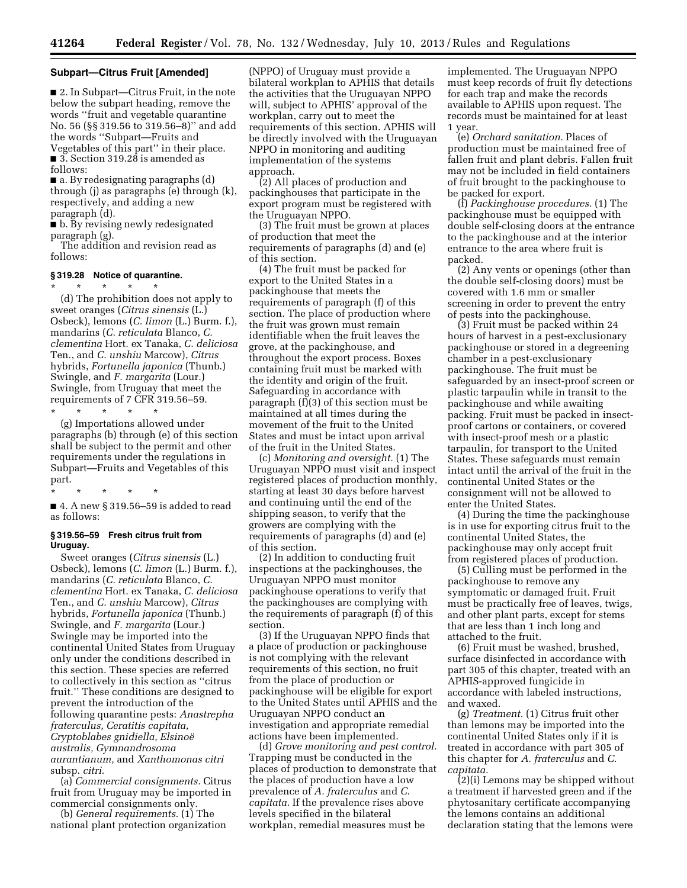**Subpart—Citrus Fruit [Amended]**

■ 2. In Subpart—Citrus Fruit, in the note below the subpart heading, remove the words ''fruit and vegetable quarantine No. 56 (§§ 319.56 to 319.56–8)'' and add the words ''Subpart—Fruits and Vegetables of this part'' in their place.

■ 3. Section 319.28 is amended as follows:

■ a. By redesignating paragraphs (d) through (j) as paragraphs (e) through (k), respectively, and adding a new paragraph (d).

■ b. By revising newly redesignated paragraph (g).

The addition and revision read as follows:

#### § 319.28 Notice of quarantine.

\* \* \* \* \*

(d) The prohibition does not apply to sweet oranges (*Citrus sinensis* (L.) Osbeck), lemons (*C. limon* (L.) Burm. f.), mandarins (*C. reticulata* Blanco, *C. clementina* Hort. ex Tanaka, *C. deliciosa* Ten., and *C. unshiu* Marcow), *Citrus* hybrids, *Fortunella japonica* (Thunb.) Swingle, and *F. margarita* (Lour.) Swingle, from Uruguay that meet the requirements of 7 CFR 319.56–59.

\* \* \* \* \*

(g) Importations allowed under paragraphs (b) through (e) of this section shall be subject to the permit and other requirements under the regulations in Subpart—Fruits and Vegetables of this part.

\* \* \* \* \*

■ 4. A new § 319.56–59 is added to read as follows:

#### § 319.56–59 Fresh citrus fruit from Uruguay.

Sweet oranges (*Citrus sinensis* (L.) Osbeck), lemons (*C. limon* (L.) Burm. f.), mandarins (*C. reticulata* Blanco, *C. clementina* Hort. ex Tanaka, *C. deliciosa* Ten., and *C. unshiu* Marcow), *Citrus* hybrids, *Fortunella japonica* (Thunb.) Swingle, and *F. margarita* (Lour.) Swingle may be imported into the continental United States from Uruguay only under the conditions described in this section. These species are referred to collectively in this section as ''citrus fruit.'' These conditions are designed to prevent the introduction of the following quarantine pests: *Anastrepha fraterculus, Ceratitis capitata, Cryptoblabes gnidiella, Elsinoë australis, Gymnandrosoma aurantianum,* and *Xanthomonas citri* subsp. *citri.*

(a) *Commercial consignments.* Citrus fruit from Uruguay may be imported in commercial consignments only.

(b) *General requirements.* (1) The national plant protection organization (NPPO) of Uruguay must provide a bilateral workplan to APHIS that details the activities that the Uruguayan NPPO will, subject to APHIS' approval of the workplan, carry out to meet the requirements of this section. APHIS will be directly involved with the Uruguayan NPPO in monitoring and auditing implementation of the systems approach.

(2) All places of production and packinghouses that participate in the export program must be registered with the Uruguayan NPPO.

(3) The fruit must be grown at places of production that meet the requirements of paragraphs (d) and (e) of this section.

(4) The fruit must be packed for export to the United States in a packinghouse that meets the requirements of paragraph (f) of this section. The place of production where the fruit was grown must remain identifiable when the fruit leaves the grove, at the packinghouse, and throughout the export process. Boxes containing fruit must be marked with the identity and origin of the fruit. Safeguarding in accordance with paragraph (f)(3) of this section must be maintained at all times during the movement of the fruit to the United States and must be intact upon arrival of the fruit in the United States.

(c) *Monitoring and oversight.* (1) The Uruguayan NPPO must visit and inspect registered places of production monthly, starting at least 30 days before harvest and continuing until the end of the shipping season, to verify that the growers are complying with the requirements of paragraphs (d) and (e) of this section.

(2) In addition to conducting fruit inspections at the packinghouses, the Uruguayan NPPO must monitor packinghouse operations to verify that the packinghouses are complying with the requirements of paragraph (f) of this section.

(3) If the Uruguayan NPPO finds that a place of production or packinghouse is not complying with the relevant requirements of this section, no fruit from the place of production or packinghouse will be eligible for export to the United States until APHIS and the Uruguayan NPPO conduct an investigation and appropriate remedial actions have been implemented.

(d) *Grove monitoring and pest control.* Trapping must be conducted in the places of production to demonstrate that the places of production have a low prevalence of *A. fraterculus* and *C. capitata.* If the prevalence rises above levels specified in the bilateral workplan, remedial measures must be implemented. The Uruguayan NPPO must keep records of fruit fly detections for each trap and make the records available to APHIS upon request. The records must be maintained for at least 1 year.

(e) *Orchard sanitation.* Places of production must be maintained free of fallen fruit and plant debris. Fallen fruit may not be included in field containers of fruit brought to the packinghouse to be packed for export.

(f) *Packinghouse procedures.* (1) The packinghouse must be equipped with double self-closing doors at the entrance to the packinghouse and at the interior entrance to the area where fruit is packed.

(2) Any vents or openings (other than the double self-closing doors) must be covered with 1.6 mm or smaller screening in order to prevent the entry of pests into the packinghouse.

(3) Fruit must be packed within 24 hours of harvest in a pest-exclusionary packinghouse or stored in a degreening chamber in a pest-exclusionary packinghouse. The fruit must be safeguarded by an insect-proof screen or plastic tarpaulin while in transit to the packinghouse and while awaiting packing. Fruit must be packed in insect-proof cartons or containers, or covered with insect-proof mesh or a plastic tarpaulin, for transport to the United States. These safeguards must remain intact until the arrival of the fruit in the continental United States or the consignment will not be allowed to enter the United States.

(4) During the time the packinghouse is in use for exporting citrus fruit to the continental United States, the packinghouse may only accept fruit from registered places of production.

(5) Culling must be performed in the packinghouse to remove any symptomatic or damaged fruit. Fruit must be practically free of leaves, twigs, and other plant parts, except for stems that are less than 1 inch long and attached to the fruit.

(6) Fruit must be washed, brushed, surface disinfected in accordance with part 305 of this chapter, treated with an APHIS-approved fungicide in accordance with labeled instructions, and waxed.

(g) *Treatment.* (1) Citrus fruit other than lemons may be imported into the continental United States only if it is treated in accordance with part 305 of this chapter for *A. fraterculus* and *C. capitata.*

(2)(i) Lemons may be shipped without a treatment if harvested green and if the phytosanitary certificate accompanying the lemons contains an additional declaration stating that the lemons were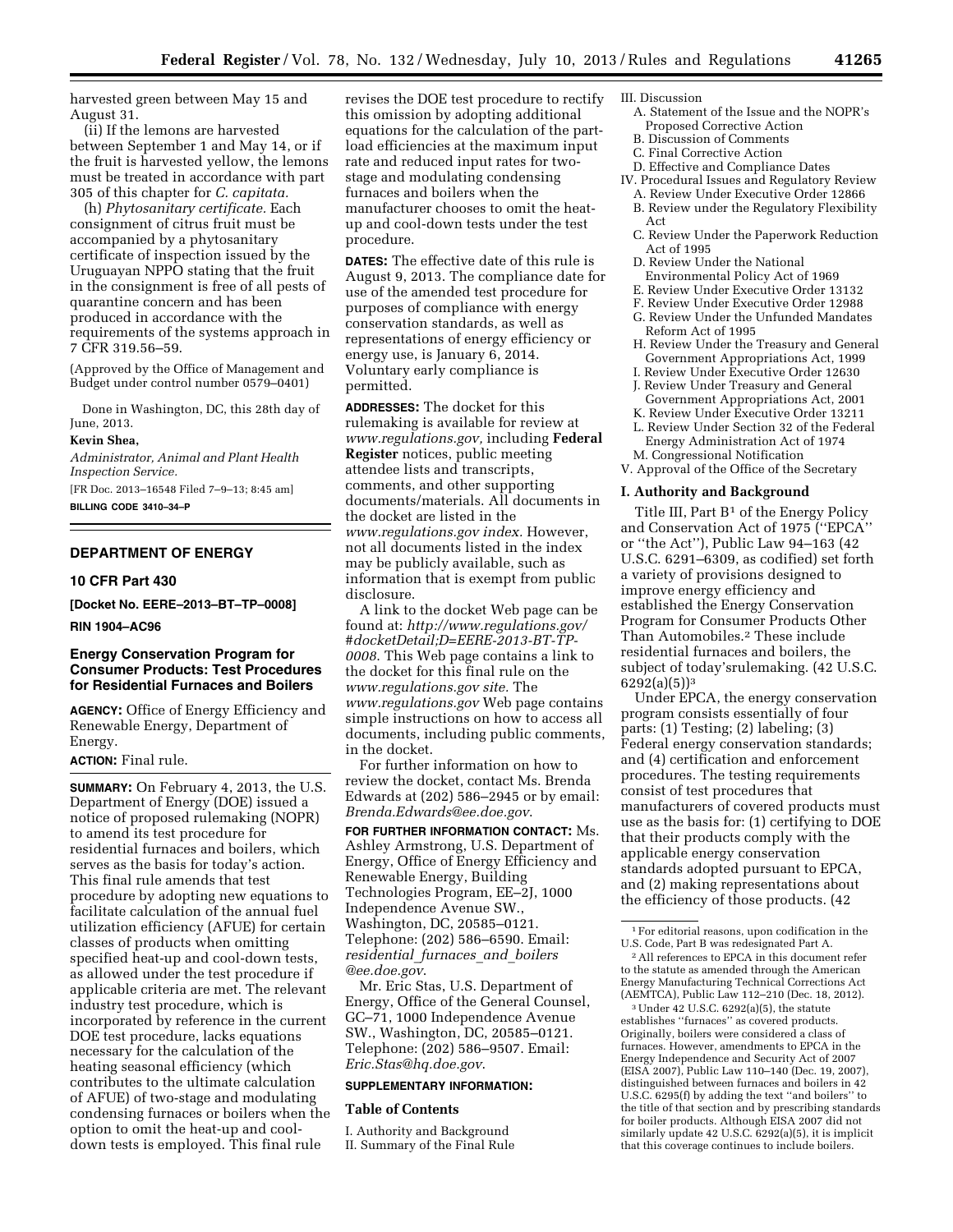harvested green between May 15 and August 31.

(ii) If the lemons are harvested between September 1 and May 14, or if the fruit is harvested yellow, the lemons must be treated in accordance with part 305 of this chapter for *C. capitata.*

(h) *Phytosanitary certificate.* Each consignment of citrus fruit must be accompanied by a phytosanitary certificate of inspection issued by the Uruguayan NPPO stating that the fruit in the consignment is free of all pests of quarantine concern and has been produced in accordance with the requirements of the systems approach in 7 CFR 319.56–59.

(Approved by the Office of Management and Budget under control number 0579–0401)

Done in Washington, DC, this 28th day of June, 2013.

**Kevin Shea,**

*Administrator, Animal and Plant Health Inspection Service.*

[FR Doc. 2013–16548 Filed 7–9–13; 8:45 am]

**BILLING CODE 3410–34–P**

---

## DEPARTMENT OF ENERGY

### 10 CFR Part 430

**[Docket No. EERE–2013–BT–TP–0008]**

**RIN 1904–AC96**

### Energy Conservation Program for Consumer Products: Test Procedures for Residential Furnaces and Boilers

**AGENCY:** Office of Energy Efficiency and Renewable Energy, Department of Energy.

**ACTION:** Final rule.

**SUMMARY:** On February 4, 2013, the U.S. Department of Energy (DOE) issued a notice of proposed rulemaking (NOPR) to amend its test procedure for residential furnaces and boilers, which serves as the basis for today's action. This final rule amends that test procedure by adopting new equations to facilitate calculation of the annual fuel utilization efficiency (AFUE) for certain classes of products when omitting specified heat-up and cool-down tests, as allowed under the test procedure if applicable criteria are met. The relevant industry test procedure, which is incorporated by reference in the current DOE test procedure, lacks equations necessary for the calculation of the heating seasonal efficiency (which contributes to the ultimate calculation of AFUE) of two-stage and modulating condensing furnaces or boilers when the option to omit the heat-up and cool-down tests is employed. This final rule revises the DOE test procedure to rectify this omission by adopting additional equations for the calculation of the part-load efficiencies at the maximum input rate and reduced input rates for two-stage and modulating condensing furnaces and boilers when the manufacturer chooses to omit the heat-up and cool-down tests under the test procedure.

**DATES:** The effective date of this rule is August 9, 2013. The compliance date for use of the amended test procedure for purposes of compliance with energy conservation standards, as well as representations of energy efficiency or energy use, is January 6, 2014. Voluntary early compliance is permitted.

**ADDRESSES:** The docket for this rulemaking is available for review at *www.regulations.gov,* including **Federal Register** notices, public meeting attendee lists and transcripts, comments, and other supporting documents/materials. All documents in the docket are listed in the *www.regulations.gov index.* However, not all documents listed in the index may be publicly available, such as information that is exempt from public disclosure.

A link to the docket Web page can be found at: *http://www.regulations.gov/#docketDetail;D=EERE-2013-BT-TP-0008.* This Web page contains a link to the docket for this final rule on the *www.regulations.gov site.* The *www.regulations.gov* Web page contains simple instructions on how to access all documents, including public comments, in the docket.

For further information on how to review the docket, contact Ms. Brenda Edwards at (202) 586–2945 or by email: *Brenda.Edwards@ee.doe.gov*.

**FOR FURTHER INFORMATION CONTACT:** Ms. Ashley Armstrong, U.S. Department of Energy, Office of Energy Efficiency and Renewable Energy, Building Technologies Program, EE–2J, 1000 Independence Avenue SW., Washington, DC, 20585–0121. Telephone: (202) 586–6590. Email: *residential_furnaces_and_boilers@ee.doe.gov*.

Mr. Eric Stas, U.S. Department of Energy, Office of the General Counsel, GC–71, 1000 Independence Avenue SW., Washington, DC, 20585–0121. Telephone: (202) 586–9507. Email: *Eric.Stas@hq.doe.gov*.

**SUPPLEMENTARY INFORMATION:**

**Table of Contents**

I. Authority and Background
II. Summary of the Final Rule
III. Discussion
  A. Statement of the Issue and the NOPR's Proposed Corrective Action
  B. Discussion of Comments
  C. Final Corrective Action
  D. Effective and Compliance Dates
IV. Procedural Issues and Regulatory Review
  A. Review Under Executive Order 12866
  B. Review under the Regulatory Flexibility Act
  C. Review Under the Paperwork Reduction Act of 1995
  D. Review Under the National Environmental Policy Act of 1969
  E. Review Under Executive Order 13132
  F. Review Under Executive Order 12988
  G. Review Under the Unfunded Mandates Reform Act of 1995
  H. Review Under the Treasury and General Government Appropriations Act, 1999
  I. Review Under Executive Order 12630
  J. Review Under Treasury and General Government Appropriations Act, 2001
  K. Review Under Executive Order 13211
  L. Review Under Section 32 of the Federal Energy Administration Act of 1974
  M. Congressional Notification
V. Approval of the Office of the Secretary

### I. Authority and Background

Title III, Part B[1] of the Energy Policy and Conservation Act of 1975 (''EPCA'' or ''the Act''), Public Law 94–163 (42 U.S.C. 6291–6309, as codified) set forth a variety of provisions designed to improve energy efficiency and established the Energy Conservation Program for Consumer Products Other Than Automobiles.[2] These include residential furnaces and boilers, the subject of today'srulemaking. (42 U.S.C. 6292(a)(5))[3]

Under EPCA, the energy conservation program consists essentially of four parts: (1) Testing; (2) labeling; (3) Federal energy conservation standards; and (4) certification and enforcement procedures. The testing requirements consist of test procedures that manufacturers of covered products must use as the basis for: (1) certifying to DOE that their products comply with the applicable energy conservation standards adopted pursuant to EPCA, and (2) making representations about the efficiency of those products. (42

---

[1] For editorial reasons, upon codification in the U.S. Code, Part B was redesignated Part A.

[2] All references to EPCA in this document refer to the statute as amended through the American Energy Manufacturing Technical Corrections Act (AEMTCA), Public Law 112–210 (Dec. 18, 2012).

[3] Under 42 U.S.C. 6292(a)(5), the statute establishes ''furnaces'' as covered products. Originally, boilers were considered a class of furnaces. However, amendments to EPCA in the Energy Independence and Security Act of 2007 (EISA 2007), Public Law 110–140 (Dec. 19, 2007), distinguished between furnaces and boilers in 42 U.S.C. 6295(f) by adding the text ''and boilers'' to the title of that section and by prescribing standards for boiler products. Although EISA 2007 did not similarly update 42 U.S.C. 6292(a)(5), it is implicit that this coverage continues to include boilers.